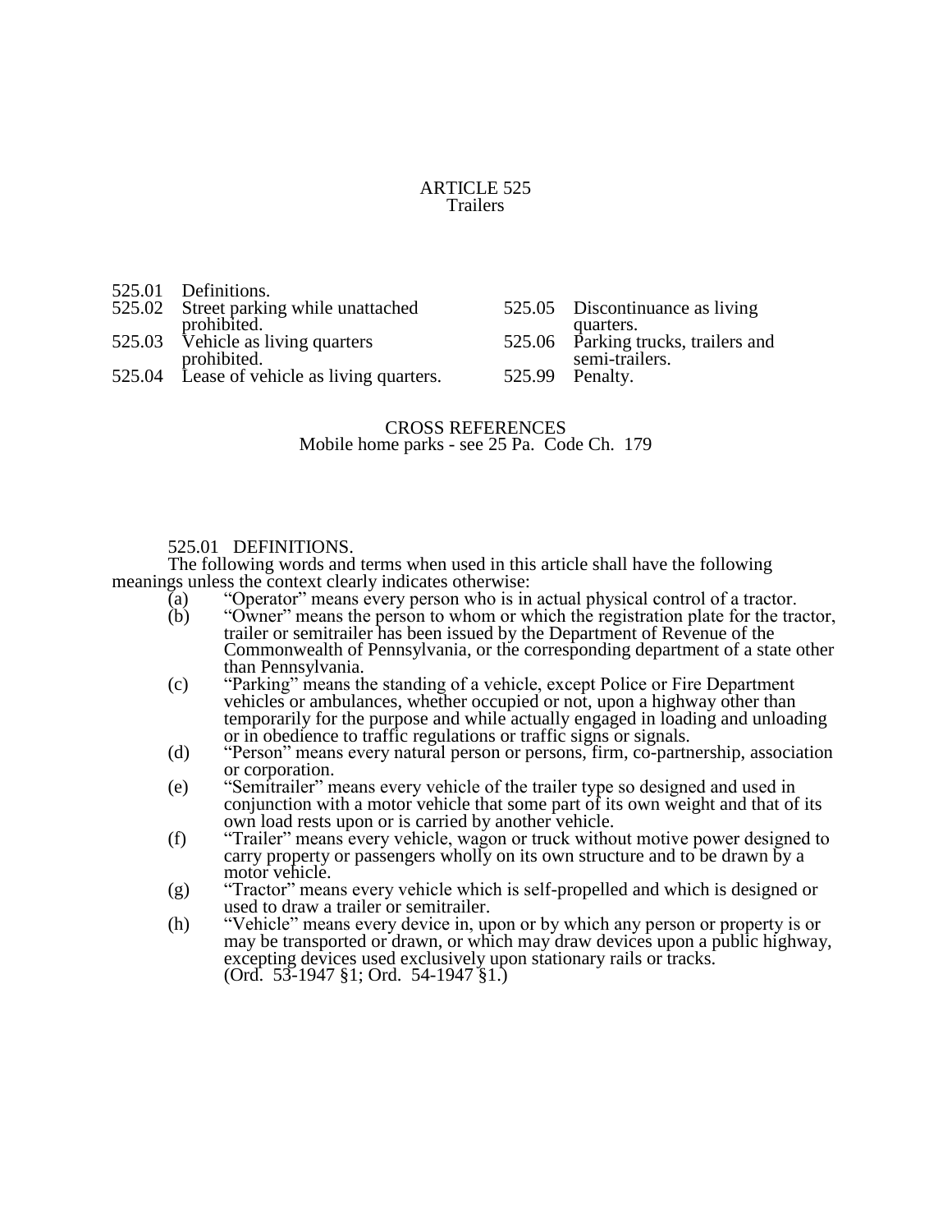# ARTICLE 525
## Trailers

525.01 Definitions.
525.02 Street parking while unattached prohibited.
525.03 Vehicle as living quarters prohibited.
525.04 Lease of vehicle as living quarters.
525.05 Discontinuance as living quarters.
525.06 Parking trucks, trailers and semi-trailers.
525.99 Penalty.

CROSS REFERENCES
Mobile home parks - see 25 Pa. Code Ch. 179

### 525.01 DEFINITIONS.

The following words and terms when used in this article shall have the following meanings unless the context clearly indicates otherwise:

(a) "Operator" means every person who is in actual physical control of a tractor.

(b) "Owner" means the person to whom or which the registration plate for the tractor, trailer or semitrailer has been issued by the Department of Revenue of the Commonwealth of Pennsylvania, or the corresponding department of a state other than Pennsylvania.

(c) "Parking" means the standing of a vehicle, except Police or Fire Department vehicles or ambulances, whether occupied or not, upon a highway other than temporarily for the purpose and while actually engaged in loading and unloading or in obedience to traffic regulations or traffic signs or signals.

(d) "Person" means every natural person or persons, firm, co-partnership, association or corporation.

(e) "Semitrailer" means every vehicle of the trailer type so designed and used in conjunction with a motor vehicle that some part of its own weight and that of its own load rests upon or is carried by another vehicle.

(f) "Trailer" means every vehicle, wagon or truck without motive power designed to carry property or passengers wholly on its own structure and to be drawn by a motor vehicle.

(g) "Tractor" means every vehicle which is self-propelled and which is designed or used to draw a trailer or semitrailer.

(h) "Vehicle" means every device in, upon or by which any person or property is or may be transported or drawn, or which may draw devices upon a public highway, excepting devices used exclusively upon stationary rails or tracks.
(Ord. 53-1947 §1; Ord. 54-1947 §1.)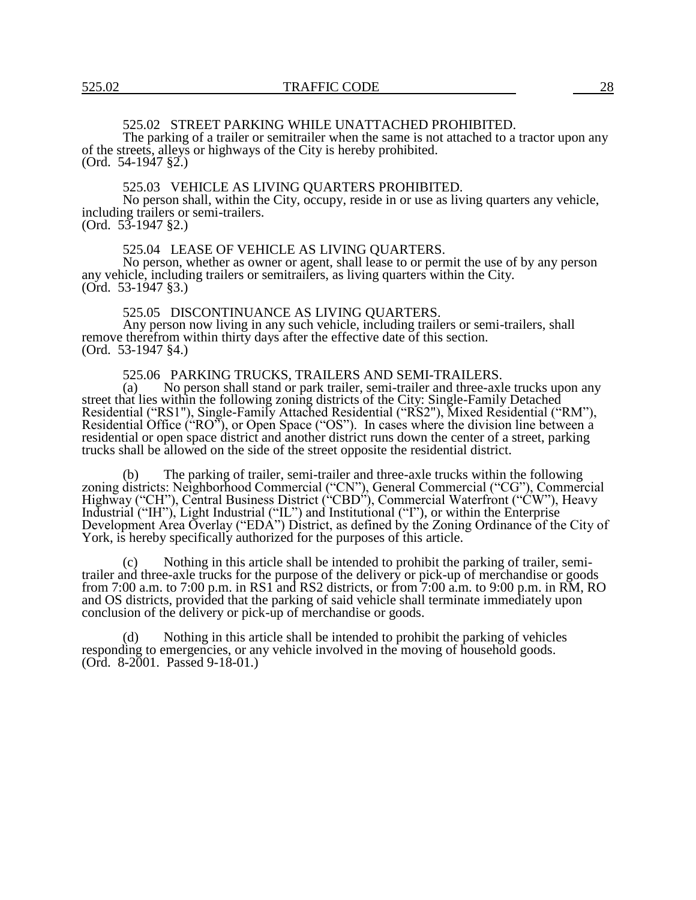### 525.02 STREET PARKING WHILE UNATTACHED PROHIBITED.

The parking of a trailer or semitrailer when the same is not attached to a tractor upon any of the streets, alleys or highways of the City is hereby prohibited.
(Ord. 54-1947 §2.)

### 525.03 VEHICLE AS LIVING QUARTERS PROHIBITED.

No person shall, within the City, occupy, reside in or use as living quarters any vehicle, including trailers or semi-trailers.
(Ord. 53-1947 §2.)

### 525.04 LEASE OF VEHICLE AS LIVING QUARTERS.

No person, whether as owner or agent, shall lease to or permit the use of by any person any vehicle, including trailers or semitrailers, as living quarters within the City.
(Ord. 53-1947 §3.)

### 525.05 DISCONTINUANCE AS LIVING QUARTERS.

Any person now living in any such vehicle, including trailers or semi-trailers, shall remove therefrom within thirty days after the effective date of this section.
(Ord. 53-1947 §4.)

### 525.06 PARKING TRUCKS, TRAILERS AND SEMI-TRAILERS.

(a) No person shall stand or park trailer, semi-trailer and three-axle trucks upon any street that lies within the following zoning districts of the City: Single-Family Detached Residential ("RS1"), Single-Family Attached Residential ("RS2"), Mixed Residential ("RM"), Residential Office ("RO"), or Open Space ("OS"). In cases where the division line between a residential or open space district and another district runs down the center of a street, parking trucks shall be allowed on the side of the street opposite the residential district.

(b) The parking of trailer, semi-trailer and three-axle trucks within the following zoning districts: Neighborhood Commercial ("CN"), General Commercial ("CG"), Commercial Highway ("CH"), Central Business District ("CBD"), Commercial Waterfront ("CW"), Heavy Industrial ("IH"), Light Industrial ("IL") and Institutional ("I"), or within the Enterprise Development Area Overlay ("EDA") District, as defined by the Zoning Ordinance of the City of York, is hereby specifically authorized for the purposes of this article.

(c) Nothing in this article shall be intended to prohibit the parking of trailer, semi-trailer and three-axle trucks for the purpose of the delivery or pick-up of merchandise or goods from 7:00 a.m. to 7:00 p.m. in RS1 and RS2 districts, or from 7:00 a.m. to 9:00 p.m. in RM, RO and OS districts, provided that the parking of said vehicle shall terminate immediately upon conclusion of the delivery or pick-up of merchandise or goods.

(d) Nothing in this article shall be intended to prohibit the parking of vehicles responding to emergencies, or any vehicle involved in the moving of household goods.
(Ord. 8-2001. Passed 9-18-01.)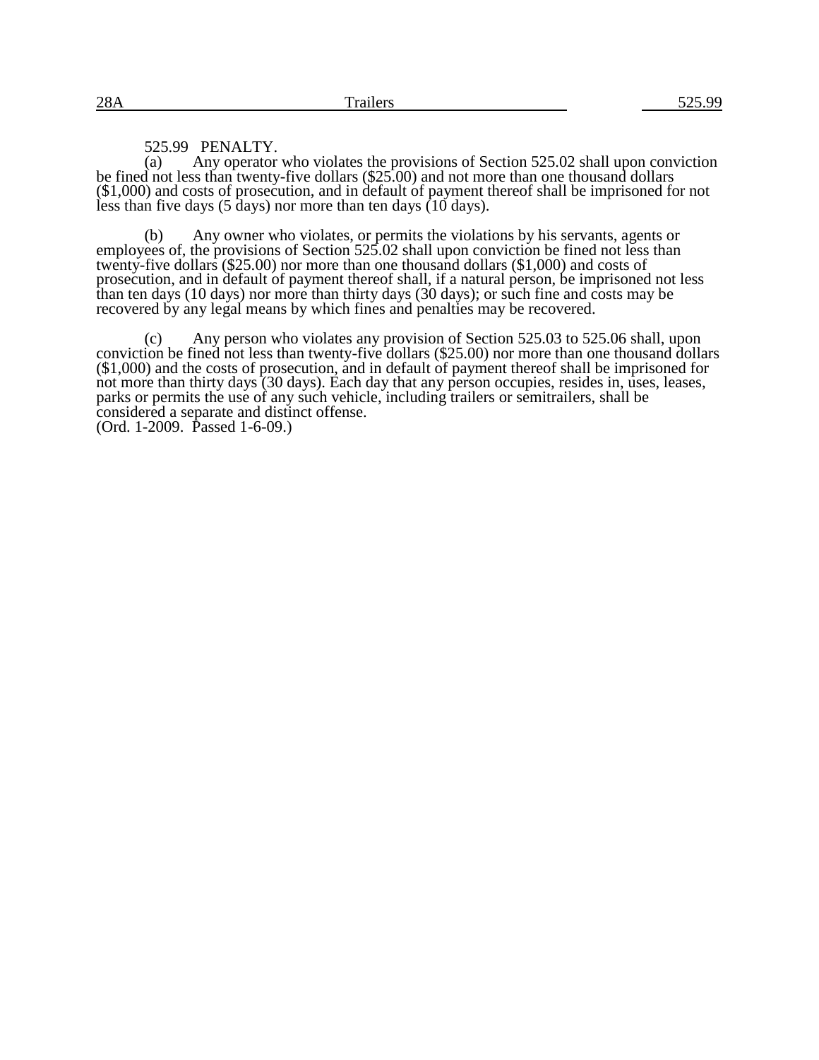525.99 PENALTY.

(a) Any operator who violates the provisions of Section 525.02 shall upon conviction be fined not less than twenty-five dollars ($25.00) and not more than one thousand dollars ($1,000) and costs of prosecution, and in default of payment thereof shall be imprisoned for not less than five days (5 days) nor more than ten days (10 days).

(b) Any owner who violates, or permits the violations by his servants, agents or employees of, the provisions of Section 525.02 shall upon conviction be fined not less than twenty-five dollars ($25.00) nor more than one thousand dollars ($1,000) and costs of prosecution, and in default of payment thereof shall, if a natural person, be imprisoned not less than ten days (10 days) nor more than thirty days (30 days); or such fine and costs may be recovered by any legal means by which fines and penalties may be recovered.

(c) Any person who violates any provision of Section 525.03 to 525.06 shall, upon conviction be fined not less than twenty-five dollars ($25.00) nor more than one thousand dollars ($1,000) and the costs of prosecution, and in default of payment thereof shall be imprisoned for not more than thirty days (30 days). Each day that any person occupies, resides in, uses, leases, parks or permits the use of any such vehicle, including trailers or semitrailers, shall be considered a separate and distinct offense.
(Ord. 1-2009. Passed 1-6-09.)